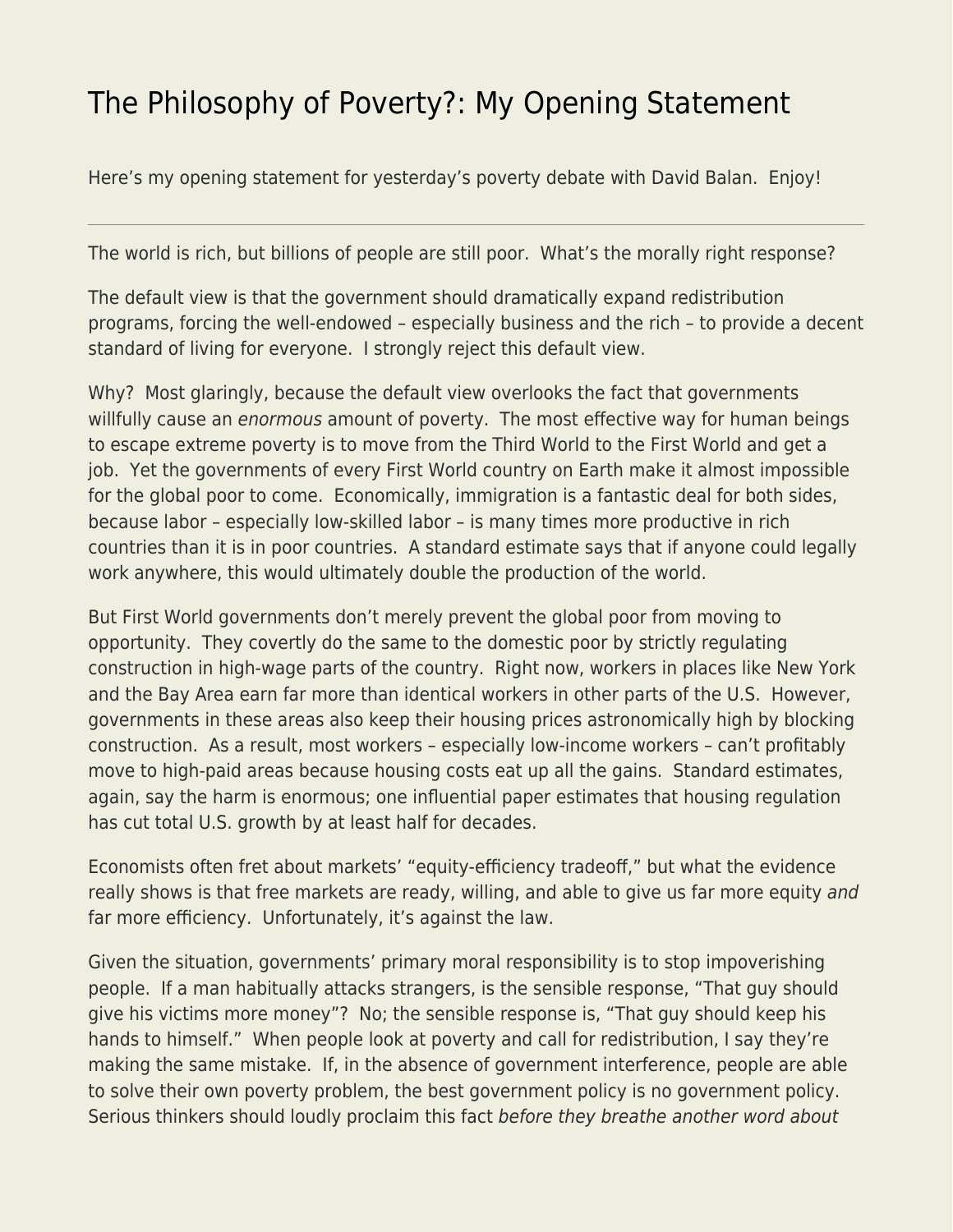# The Philosophy of Poverty?: My Opening Statement

Here's my opening statement for yesterday's poverty debate with David Balan. Enjoy!

---

The world is rich, but billions of people are still poor. What's the morally right response?

The default view is that the government should dramatically expand redistribution programs, forcing the well-endowed – especially business and the rich – to provide a decent standard of living for everyone. I strongly reject this default view.

Why? Most glaringly, because the default view overlooks the fact that governments willfully cause an *enormous* amount of poverty. The most effective way for human beings to escape extreme poverty is to move from the Third World to the First World and get a job. Yet the governments of every First World country on Earth make it almost impossible for the global poor to come. Economically, immigration is a fantastic deal for both sides, because labor – especially low-skilled labor – is many times more productive in rich countries than it is in poor countries. A standard estimate says that if anyone could legally work anywhere, this would ultimately double the production of the world.

But First World governments don't merely prevent the global poor from moving to opportunity. They covertly do the same to the domestic poor by strictly regulating construction in high-wage parts of the country. Right now, workers in places like New York and the Bay Area earn far more than identical workers in other parts of the U.S. However, governments in these areas also keep their housing prices astronomically high by blocking construction. As a result, most workers – especially low-income workers – can't profitably move to high-paid areas because housing costs eat up all the gains. Standard estimates, again, say the harm is enormous; one influential paper estimates that housing regulation has cut total U.S. growth by at least half for decades.

Economists often fret about markets' "equity-efficiency tradeoff," but what the evidence really shows is that free markets are ready, willing, and able to give us far more equity *and* far more efficiency. Unfortunately, it's against the law.

Given the situation, governments' primary moral responsibility is to stop impoverishing people. If a man habitually attacks strangers, is the sensible response, "That guy should give his victims more money"? No; the sensible response is, "That guy should keep his hands to himself." When people look at poverty and call for redistribution, I say they're making the same mistake. If, in the absence of government interference, people are able to solve their own poverty problem, the best government policy is no government policy. Serious thinkers should loudly proclaim this fact *before they breathe another word about*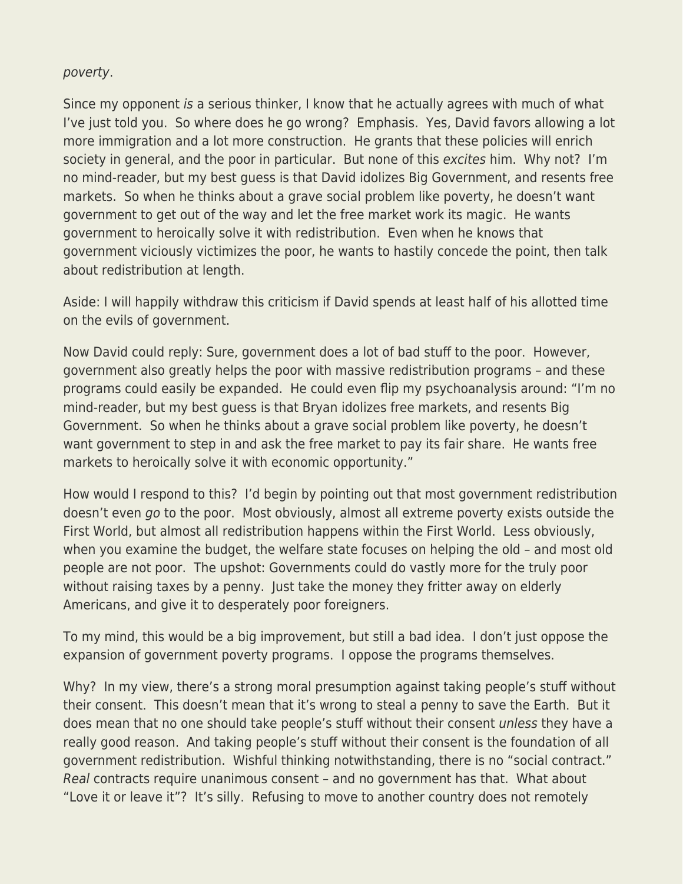*poverty*.

Since my opponent *is* a serious thinker, I know that he actually agrees with much of what I've just told you. So where does he go wrong? Emphasis. Yes, David favors allowing a lot more immigration and a lot more construction. He grants that these policies will enrich society in general, and the poor in particular. But none of this *excites* him. Why not? I'm no mind-reader, but my best guess is that David idolizes Big Government, and resents free markets. So when he thinks about a grave social problem like poverty, he doesn't want government to get out of the way and let the free market work its magic. He wants government to heroically solve it with redistribution. Even when he knows that government viciously victimizes the poor, he wants to hastily concede the point, then talk about redistribution at length.

Aside: I will happily withdraw this criticism if David spends at least half of his allotted time on the evils of government.

Now David could reply: Sure, government does a lot of bad stuff to the poor. However, government also greatly helps the poor with massive redistribution programs – and these programs could easily be expanded. He could even flip my psychoanalysis around: "I'm no mind-reader, but my best guess is that Bryan idolizes free markets, and resents Big Government. So when he thinks about a grave social problem like poverty, he doesn't want government to step in and ask the free market to pay its fair share. He wants free markets to heroically solve it with economic opportunity."

How would I respond to this? I'd begin by pointing out that most government redistribution doesn't even *go* to the poor. Most obviously, almost all extreme poverty exists outside the First World, but almost all redistribution happens within the First World. Less obviously, when you examine the budget, the welfare state focuses on helping the old – and most old people are not poor. The upshot: Governments could do vastly more for the truly poor without raising taxes by a penny. Just take the money they fritter away on elderly Americans, and give it to desperately poor foreigners.

To my mind, this would be a big improvement, but still a bad idea. I don't just oppose the expansion of government poverty programs. I oppose the programs themselves.

Why? In my view, there's a strong moral presumption against taking people's stuff without their consent. This doesn't mean that it's wrong to steal a penny to save the Earth. But it does mean that no one should take people's stuff without their consent *unless* they have a really good reason. And taking people's stuff without their consent is the foundation of all government redistribution. Wishful thinking notwithstanding, there is no "social contract." *Real* contracts require unanimous consent – and no government has that. What about "Love it or leave it"? It's silly. Refusing to move to another country does not remotely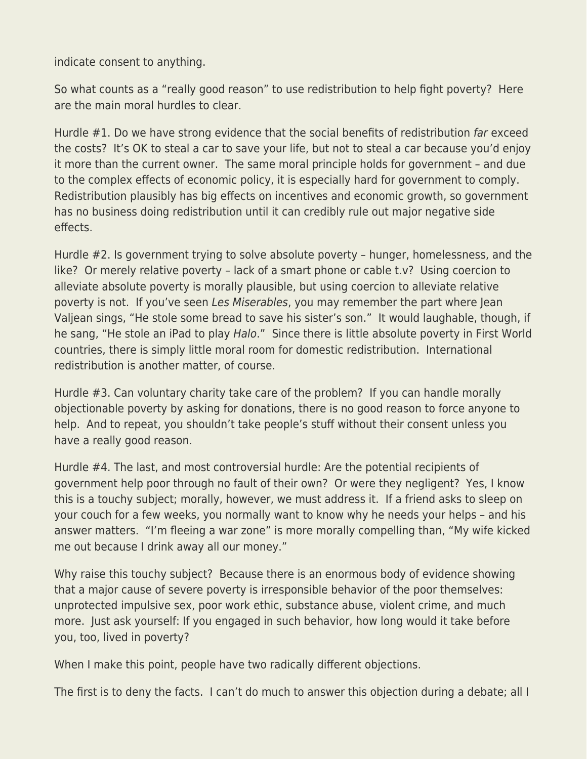indicate consent to anything.

So what counts as a "really good reason" to use redistribution to help fight poverty? Here are the main moral hurdles to clear.

Hurdle #1. Do we have strong evidence that the social benefits of redistribution *far* exceed the costs? It's OK to steal a car to save your life, but not to steal a car because you'd enjoy it more than the current owner. The same moral principle holds for government – and due to the complex effects of economic policy, it is especially hard for government to comply. Redistribution plausibly has big effects on incentives and economic growth, so government has no business doing redistribution until it can credibly rule out major negative side effects.

Hurdle #2. Is government trying to solve absolute poverty – hunger, homelessness, and the like? Or merely relative poverty – lack of a smart phone or cable t.v? Using coercion to alleviate absolute poverty is morally plausible, but using coercion to alleviate relative poverty is not. If you've seen *Les Miserables*, you may remember the part where Jean Valjean sings, "He stole some bread to save his sister's son." It would laughable, though, if he sang, "He stole an iPad to play *Halo*." Since there is little absolute poverty in First World countries, there is simply little moral room for domestic redistribution. International redistribution is another matter, of course.

Hurdle #3. Can voluntary charity take care of the problem? If you can handle morally objectionable poverty by asking for donations, there is no good reason to force anyone to help. And to repeat, you shouldn't take people's stuff without their consent unless you have a really good reason.

Hurdle #4. The last, and most controversial hurdle: Are the potential recipients of government help poor through no fault of their own? Or were they negligent? Yes, I know this is a touchy subject; morally, however, we must address it. If a friend asks to sleep on your couch for a few weeks, you normally want to know why he needs your helps – and his answer matters. "I'm fleeing a war zone" is more morally compelling than, "My wife kicked me out because I drink away all our money."

Why raise this touchy subject? Because there is an enormous body of evidence showing that a major cause of severe poverty is irresponsible behavior of the poor themselves: unprotected impulsive sex, poor work ethic, substance abuse, violent crime, and much more. Just ask yourself: If you engaged in such behavior, how long would it take before you, too, lived in poverty?

When I make this point, people have two radically different objections.

The first is to deny the facts. I can't do much to answer this objection during a debate; all I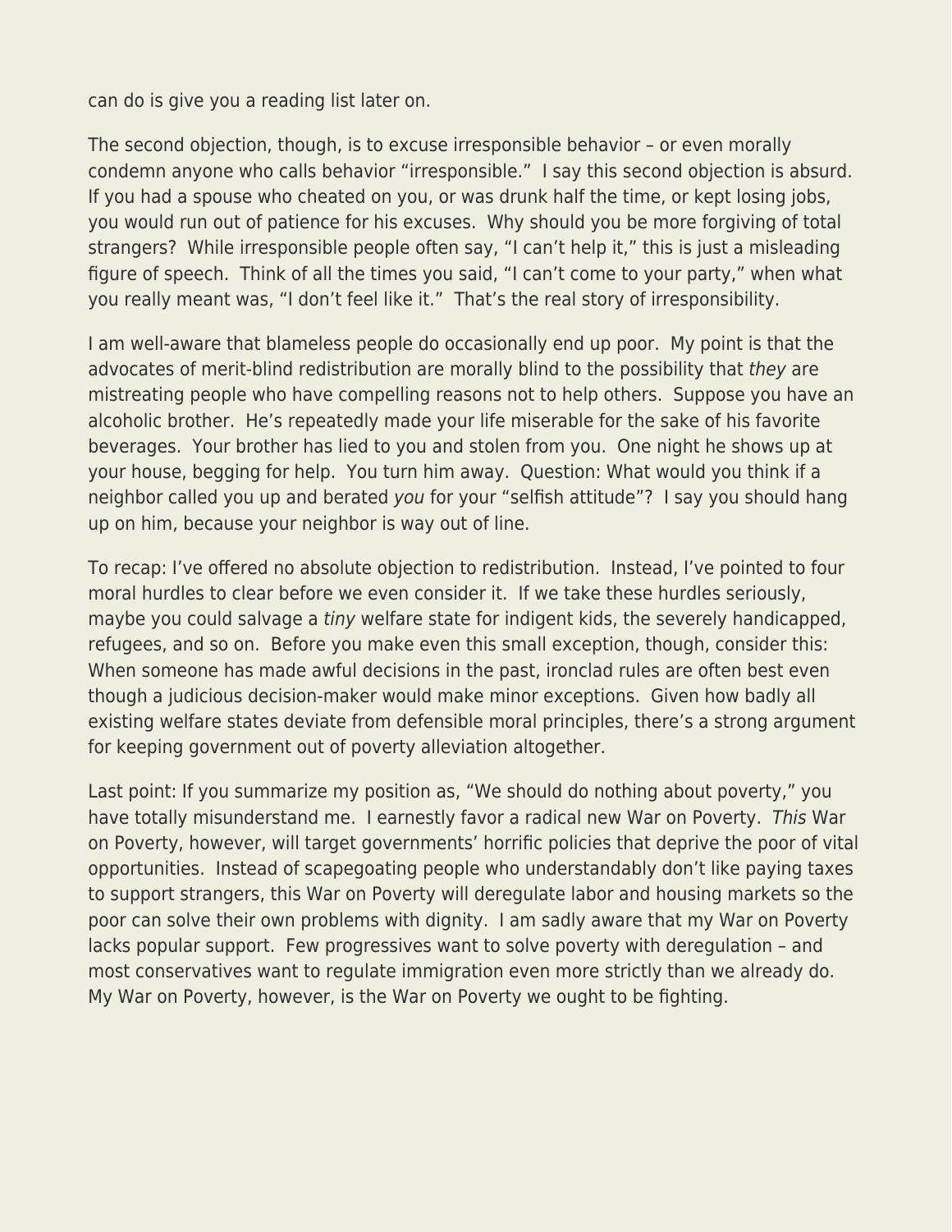can do is give you a reading list later on.

The second objection, though, is to excuse irresponsible behavior – or even morally condemn anyone who calls behavior "irresponsible." I say this second objection is absurd. If you had a spouse who cheated on you, or was drunk half the time, or kept losing jobs, you would run out of patience for his excuses. Why should you be more forgiving of total strangers? While irresponsible people often say, "I can't help it," this is just a misleading figure of speech. Think of all the times you said, "I can't come to your party," when what you really meant was, "I don't feel like it." That's the real story of irresponsibility.

I am well-aware that blameless people do occasionally end up poor. My point is that the advocates of merit-blind redistribution are morally blind to the possibility that *they* are mistreating people who have compelling reasons not to help others. Suppose you have an alcoholic brother. He's repeatedly made your life miserable for the sake of his favorite beverages. Your brother has lied to you and stolen from you. One night he shows up at your house, begging for help. You turn him away. Question: What would you think if a neighbor called you up and berated *you* for your "selfish attitude"? I say you should hang up on him, because your neighbor is way out of line.

To recap: I've offered no absolute objection to redistribution. Instead, I've pointed to four moral hurdles to clear before we even consider it. If we take these hurdles seriously, maybe you could salvage a *tiny* welfare state for indigent kids, the severely handicapped, refugees, and so on. Before you make even this small exception, though, consider this: When someone has made awful decisions in the past, ironclad rules are often best even though a judicious decision-maker would make minor exceptions. Given how badly all existing welfare states deviate from defensible moral principles, there's a strong argument for keeping government out of poverty alleviation altogether.

Last point: If you summarize my position as, "We should do nothing about poverty," you have totally misunderstand me. I earnestly favor a radical new War on Poverty. *This* War on Poverty, however, will target governments' horrific policies that deprive the poor of vital opportunities. Instead of scapegoating people who understandably don't like paying taxes to support strangers, this War on Poverty will deregulate labor and housing markets so the poor can solve their own problems with dignity. I am sadly aware that my War on Poverty lacks popular support. Few progressives want to solve poverty with deregulation – and most conservatives want to regulate immigration even more strictly than we already do. My War on Poverty, however, is the War on Poverty we ought to be fighting.